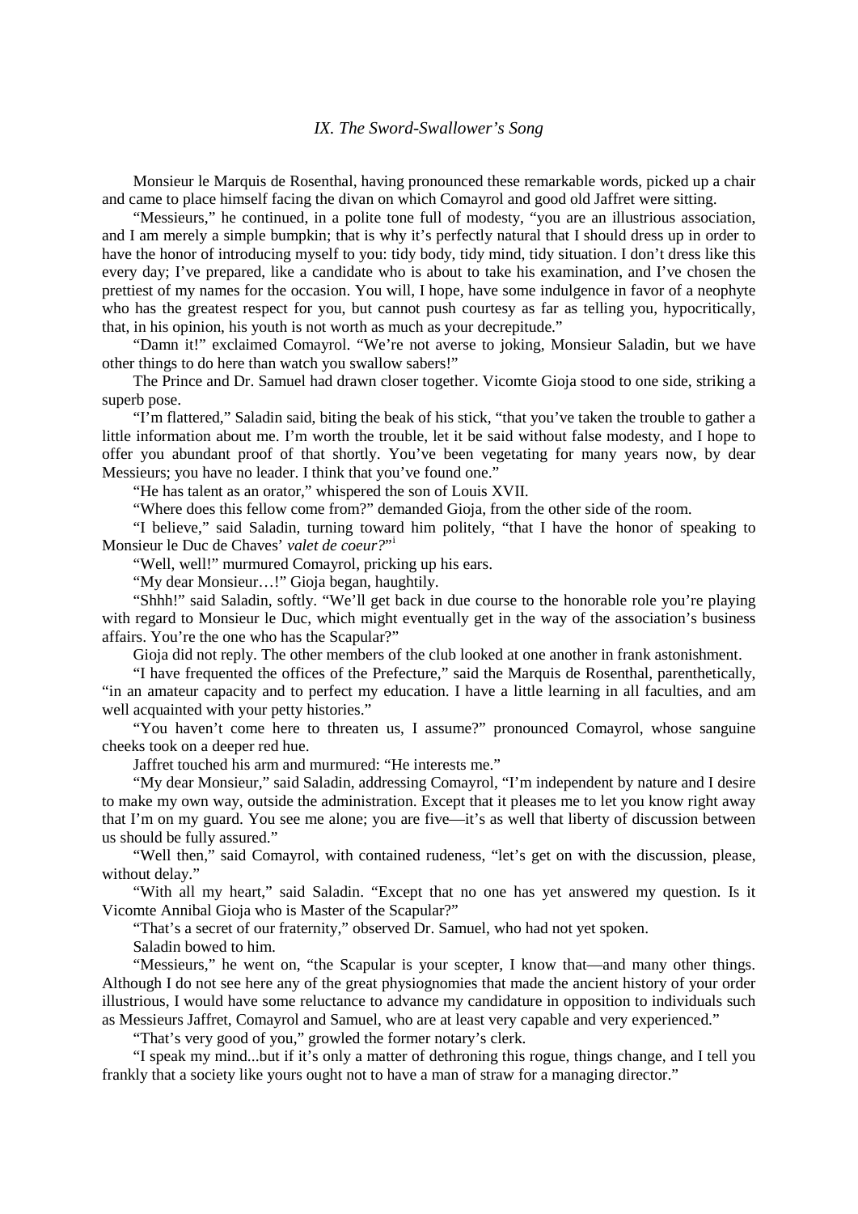## *IX. The Sword-Swallower's Song*

Monsieur le Marquis de Rosenthal, having pronounced these remarkable words, picked up a chair and came to place himself facing the divan on which Comayrol and good old Jaffret were sitting.

"Messieurs," he continued, in a polite tone full of modesty, "you are an illustrious association, and I am merely a simple bumpkin; that is why it's perfectly natural that I should dress up in order to have the honor of introducing myself to you: tidy body, tidy mind, tidy situation. I don't dress like this every day; I've prepared, like a candidate who is about to take his examination, and I've chosen the prettiest of my names for the occasion. You will, I hope, have some indulgence in favor of a neophyte who has the greatest respect for you, but cannot push courtesy as far as telling you, hypocritically, that, in his opinion, his youth is not worth as much as your decrepitude."

"Damn it!" exclaimed Comayrol. "We're not averse to joking, Monsieur Saladin, but we have other things to do here than watch you swallow sabers!"

The Prince and Dr. Samuel had drawn closer together. Vicomte Gioja stood to one side, striking a superb pose.

"I'm flattered," Saladin said, biting the beak of his stick, "that you've taken the trouble to gather a little information about me. I'm worth the trouble, let it be said without false modesty, and I hope to offer you abundant proof of that shortly. You've been vegetating for many years now, by dear Messieurs; you have no leader. I think that you've found one."

"He has talent as an orator," whispered the son of Louis XVII.

"Where does this fellow come from?" demanded Gioja, from the other side of the room.

"I believe," said Saladin, turning toward him politely, "that I have the honor of speaking to Monsieur le Duc de Chaves' *valet de coeur?*"[i]

"Well, well!" murmured Comayrol, pricking up his ears.

"My dear Monsieur…!" Gioja began, haughtily.

"Shhh!" said Saladin, softly. "We'll get back in due course to the honorable role you're playing with regard to Monsieur le Duc, which might eventually get in the way of the association's business affairs. You're the one who has the Scapular?"

Gioja did not reply. The other members of the club looked at one another in frank astonishment.

"I have frequented the offices of the Prefecture," said the Marquis de Rosenthal, parenthetically, "in an amateur capacity and to perfect my education. I have a little learning in all faculties, and am well acquainted with your petty histories."

"You haven't come here to threaten us, I assume?" pronounced Comayrol, whose sanguine cheeks took on a deeper red hue.

Jaffret touched his arm and murmured: "He interests me."

"My dear Monsieur," said Saladin, addressing Comayrol, "I'm independent by nature and I desire to make my own way, outside the administration. Except that it pleases me to let you know right away that I'm on my guard. You see me alone; you are five—it's as well that liberty of discussion between us should be fully assured."

"Well then," said Comayrol, with contained rudeness, "let's get on with the discussion, please, without delay."

"With all my heart," said Saladin. "Except that no one has yet answered my question. Is it Vicomte Annibal Gioja who is Master of the Scapular?"

"That's a secret of our fraternity," observed Dr. Samuel, who had not yet spoken.

Saladin bowed to him.

"Messieurs," he went on, "the Scapular is your scepter, I know that—and many other things. Although I do not see here any of the great physiognomies that made the ancient history of your order illustrious, I would have some reluctance to advance my candidature in opposition to individuals such as Messieurs Jaffret, Comayrol and Samuel, who are at least very capable and very experienced."

"That's very good of you," growled the former notary's clerk.

"I speak my mind...but if it's only a matter of dethroning this rogue, things change, and I tell you frankly that a society like yours ought not to have a man of straw for a managing director."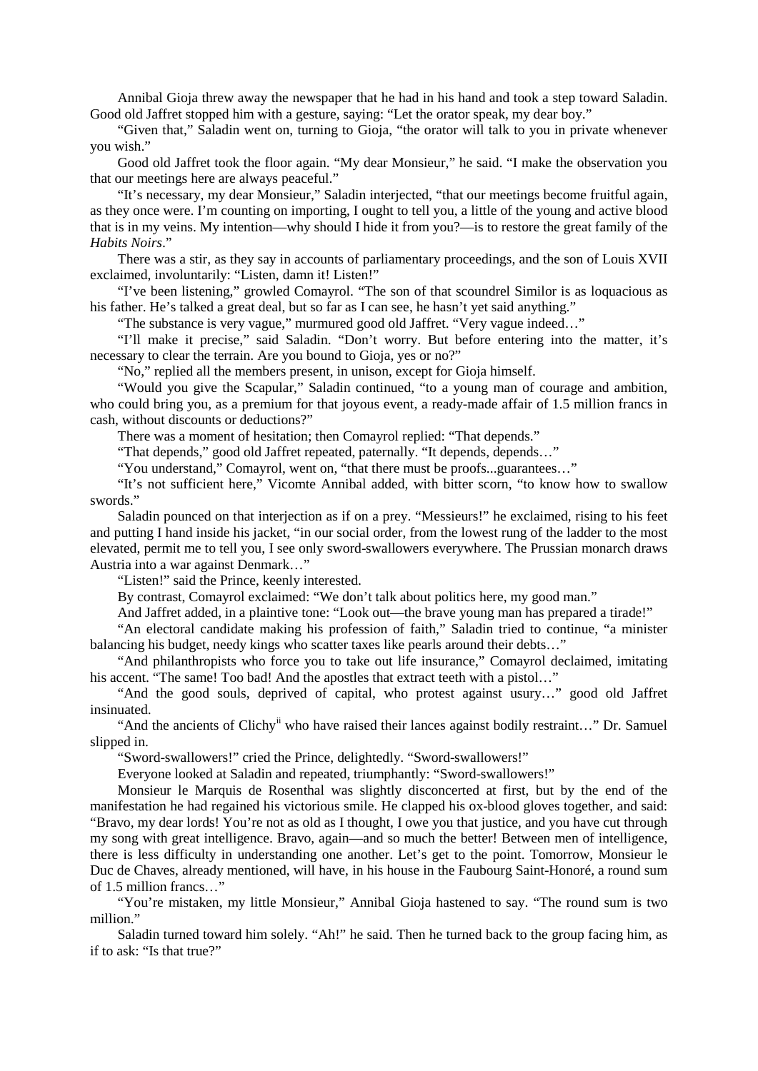Annibal Gioja threw away the newspaper that he had in his hand and took a step toward Saladin. Good old Jaffret stopped him with a gesture, saying: "Let the orator speak, my dear boy."

"Given that," Saladin went on, turning to Gioja, "the orator will talk to you in private whenever you wish."

Good old Jaffret took the floor again. "My dear Monsieur," he said. "I make the observation you that our meetings here are always peaceful."

"It's necessary, my dear Monsieur," Saladin interjected, "that our meetings become fruitful again, as they once were. I'm counting on importing, I ought to tell you, a little of the young and active blood that is in my veins. My intention—why should I hide it from you?—is to restore the great family of the *Habits Noirs*."

There was a stir, as they say in accounts of parliamentary proceedings, and the son of Louis XVII exclaimed, involuntarily: "Listen, damn it! Listen!"

"I've been listening," growled Comayrol. "The son of that scoundrel Similor is as loquacious as his father. He's talked a great deal, but so far as I can see, he hasn't yet said anything."

"The substance is very vague," murmured good old Jaffret. "Very vague indeed…"

"I'll make it precise," said Saladin. "Don't worry. But before entering into the matter, it's necessary to clear the terrain. Are you bound to Gioja, yes or no?"

"No," replied all the members present, in unison, except for Gioja himself.

"Would you give the Scapular," Saladin continued, "to a young man of courage and ambition, who could bring you, as a premium for that joyous event, a ready-made affair of 1.5 million francs in cash, without discounts or deductions?"

There was a moment of hesitation; then Comayrol replied: "That depends."

"That depends," good old Jaffret repeated, paternally. "It depends, depends…"

"You understand," Comayrol, went on, "that there must be proofs...guarantees…"

"It's not sufficient here," Vicomte Annibal added, with bitter scorn, "to know how to swallow swords."

Saladin pounced on that interjection as if on a prey. "Messieurs!" he exclaimed, rising to his feet and putting I hand inside his jacket, "in our social order, from the lowest rung of the ladder to the most elevated, permit me to tell you, I see only sword-swallowers everywhere. The Prussian monarch draws Austria into a war against Denmark…"

"Listen!" said the Prince, keenly interested.

By contrast, Comayrol exclaimed: "We don't talk about politics here, my good man."

And Jaffret added, in a plaintive tone: "Look out—the brave young man has prepared a tirade!"

"An electoral candidate making his profession of faith," Saladin tried to continue, "a minister balancing his budget, needy kings who scatter taxes like pearls around their debts…"

"And philanthropists who force you to take out life insurance," Comayrol declaimed, imitating his accent. "The same! Too bad! And the apostles that extract teeth with a pistol…"

"And the good souls, deprived of capital, who protest against usury…" good old Jaffret insinuated.

"And the ancients of Clichy[ii] who have raised their lances against bodily restraint…" Dr. Samuel slipped in.

"Sword-swallowers!" cried the Prince, delightedly. "Sword-swallowers!"

Everyone looked at Saladin and repeated, triumphantly: "Sword-swallowers!"

Monsieur le Marquis de Rosenthal was slightly disconcerted at first, but by the end of the manifestation he had regained his victorious smile. He clapped his ox-blood gloves together, and said: "Bravo, my dear lords! You're not as old as I thought, I owe you that justice, and you have cut through my song with great intelligence. Bravo, again—and so much the better! Between men of intelligence, there is less difficulty in understanding one another. Let's get to the point. Tomorrow, Monsieur le Duc de Chaves, already mentioned, will have, in his house in the Faubourg Saint-Honoré, a round sum of 1.5 million francs…"

"You're mistaken, my little Monsieur," Annibal Gioja hastened to say. "The round sum is two million."

Saladin turned toward him solely. "Ah!" he said. Then he turned back to the group facing him, as if to ask: "Is that true?"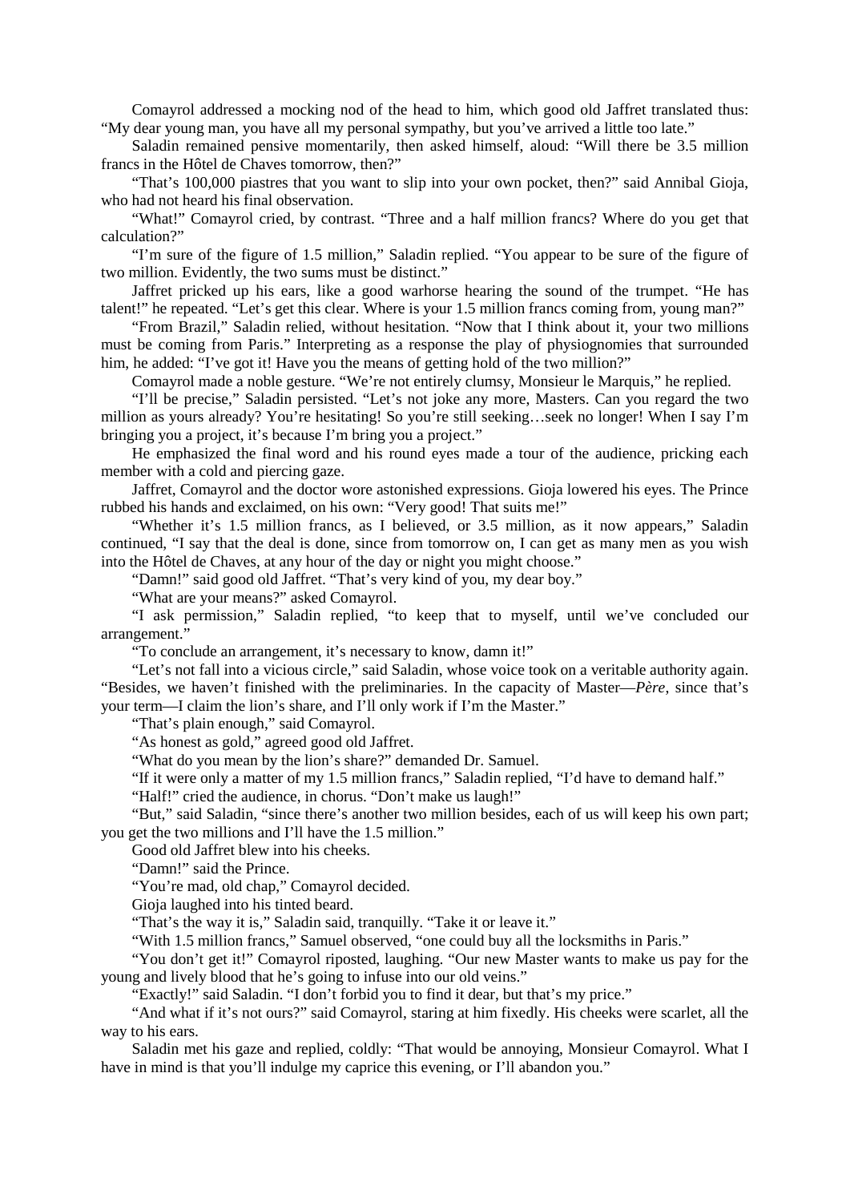Comayrol addressed a mocking nod of the head to him, which good old Jaffret translated thus: "My dear young man, you have all my personal sympathy, but you've arrived a little too late."

Saladin remained pensive momentarily, then asked himself, aloud: "Will there be 3.5 million francs in the Hôtel de Chaves tomorrow, then?"

"That's 100,000 piastres that you want to slip into your own pocket, then?" said Annibal Gioja, who had not heard his final observation.

"What!" Comayrol cried, by contrast. "Three and a half million francs? Where do you get that calculation?"

"I'm sure of the figure of 1.5 million," Saladin replied. "You appear to be sure of the figure of two million. Evidently, the two sums must be distinct."

Jaffret pricked up his ears, like a good warhorse hearing the sound of the trumpet. "He has talent!" he repeated. "Let's get this clear. Where is your 1.5 million francs coming from, young man?"

"From Brazil," Saladin relied, without hesitation. "Now that I think about it, your two millions must be coming from Paris." Interpreting as a response the play of physiognomies that surrounded him, he added: "I've got it! Have you the means of getting hold of the two million?"

Comayrol made a noble gesture. "We're not entirely clumsy, Monsieur le Marquis," he replied.

"I'll be precise," Saladin persisted. "Let's not joke any more, Masters. Can you regard the two million as yours already? You're hesitating! So you're still seeking…seek no longer! When I say I'm bringing you a project, it's because I'm bring you a project."

He emphasized the final word and his round eyes made a tour of the audience, pricking each member with a cold and piercing gaze.

Jaffret, Comayrol and the doctor wore astonished expressions. Gioja lowered his eyes. The Prince rubbed his hands and exclaimed, on his own: "Very good! That suits me!"

"Whether it's 1.5 million francs, as I believed, or 3.5 million, as it now appears," Saladin continued, "I say that the deal is done, since from tomorrow on, I can get as many men as you wish into the Hôtel de Chaves, at any hour of the day or night you might choose."

"Damn!" said good old Jaffret. "That's very kind of you, my dear boy."

"What are your means?" asked Comayrol.

"I ask permission," Saladin replied, "to keep that to myself, until we've concluded our arrangement."

"To conclude an arrangement, it's necessary to know, damn it!"

"Let's not fall into a vicious circle," said Saladin, whose voice took on a veritable authority again. "Besides, we haven't finished with the preliminaries. In the capacity of Master—*Père*, since that's your term—I claim the lion's share, and I'll only work if I'm the Master."

"That's plain enough," said Comayrol.

"As honest as gold," agreed good old Jaffret.

"What do you mean by the lion's share?" demanded Dr. Samuel.

"If it were only a matter of my 1.5 million francs," Saladin replied, "I'd have to demand half."

"Half!" cried the audience, in chorus. "Don't make us laugh!"

"But," said Saladin, "since there's another two million besides, each of us will keep his own part; you get the two millions and I'll have the 1.5 million."

Good old Jaffret blew into his cheeks.

"Damn!" said the Prince.

"You're mad, old chap," Comayrol decided.

Gioja laughed into his tinted beard.

"That's the way it is," Saladin said, tranquilly. "Take it or leave it."

"With 1.5 million francs," Samuel observed, "one could buy all the locksmiths in Paris."

"You don't get it!" Comayrol riposted, laughing. "Our new Master wants to make us pay for the young and lively blood that he's going to infuse into our old veins."

"Exactly!" said Saladin. "I don't forbid you to find it dear, but that's my price."

"And what if it's not ours?" said Comayrol, staring at him fixedly. His cheeks were scarlet, all the way to his ears.

Saladin met his gaze and replied, coldly: "That would be annoying, Monsieur Comayrol. What I have in mind is that you'll indulge my caprice this evening, or I'll abandon you."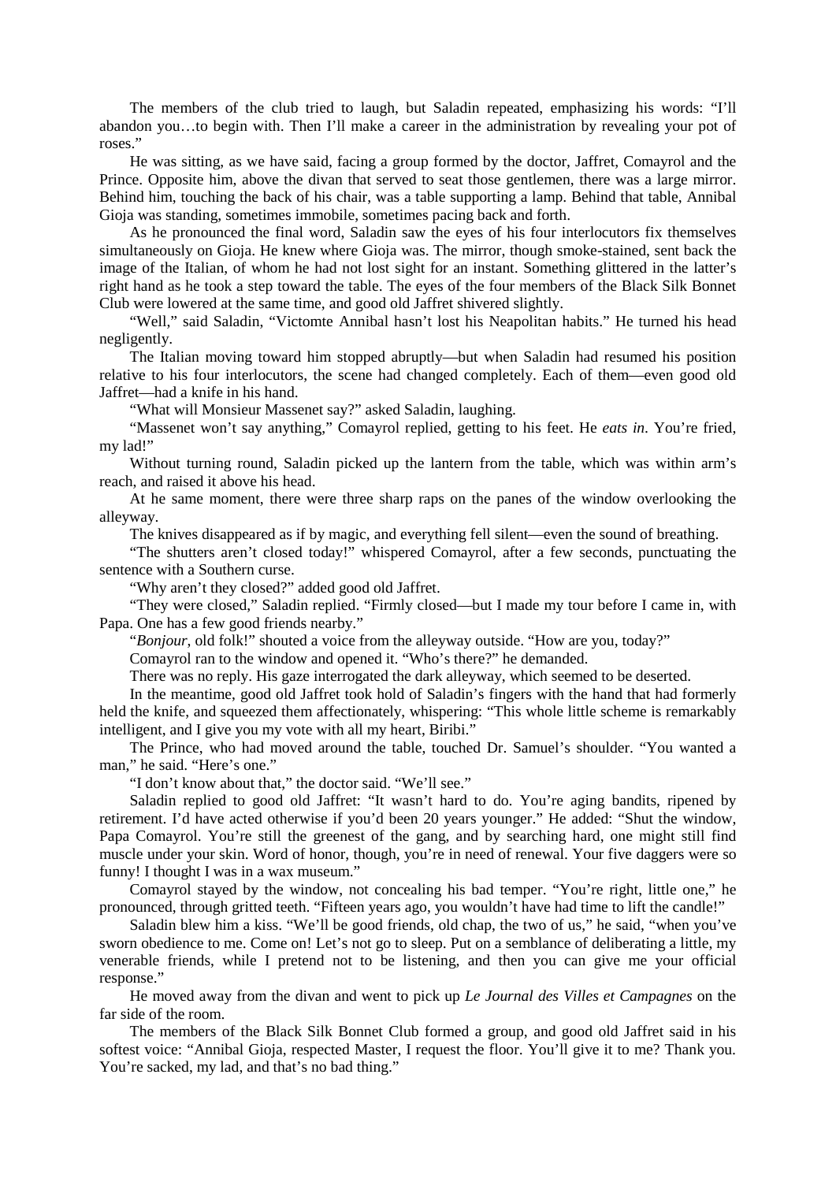The members of the club tried to laugh, but Saladin repeated, emphasizing his words: "I'll abandon you…to begin with. Then I'll make a career in the administration by revealing your pot of roses."

He was sitting, as we have said, facing a group formed by the doctor, Jaffret, Comayrol and the Prince. Opposite him, above the divan that served to seat those gentlemen, there was a large mirror. Behind him, touching the back of his chair, was a table supporting a lamp. Behind that table, Annibal Gioja was standing, sometimes immobile, sometimes pacing back and forth.

As he pronounced the final word, Saladin saw the eyes of his four interlocutors fix themselves simultaneously on Gioja. He knew where Gioja was. The mirror, though smoke-stained, sent back the image of the Italian, of whom he had not lost sight for an instant. Something glittered in the latter's right hand as he took a step toward the table. The eyes of the four members of the Black Silk Bonnet Club were lowered at the same time, and good old Jaffret shivered slightly.

"Well," said Saladin, "Victomte Annibal hasn't lost his Neapolitan habits." He turned his head negligently.

The Italian moving toward him stopped abruptly—but when Saladin had resumed his position relative to his four interlocutors, the scene had changed completely. Each of them—even good old Jaffret—had a knife in his hand.

"What will Monsieur Massenet say?" asked Saladin, laughing.

"Massenet won't say anything," Comayrol replied, getting to his feet. He *eats in*. You're fried, my lad!"

Without turning round, Saladin picked up the lantern from the table, which was within arm's reach, and raised it above his head.

At he same moment, there were three sharp raps on the panes of the window overlooking the alleyway.

The knives disappeared as if by magic, and everything fell silent—even the sound of breathing.

"The shutters aren't closed today!" whispered Comayrol, after a few seconds, punctuating the sentence with a Southern curse.

"Why aren't they closed?" added good old Jaffret.

"They were closed," Saladin replied. "Firmly closed—but I made my tour before I came in, with Papa. One has a few good friends nearby."

"*Bonjour*, old folk!" shouted a voice from the alleyway outside. "How are you, today?"

Comayrol ran to the window and opened it. "Who's there?" he demanded.

There was no reply. His gaze interrogated the dark alleyway, which seemed to be deserted.

In the meantime, good old Jaffret took hold of Saladin's fingers with the hand that had formerly held the knife, and squeezed them affectionately, whispering: "This whole little scheme is remarkably intelligent, and I give you my vote with all my heart, Biribi."

The Prince, who had moved around the table, touched Dr. Samuel's shoulder. "You wanted a man," he said. "Here's one."

"I don't know about that," the doctor said. "We'll see."

Saladin replied to good old Jaffret: "It wasn't hard to do. You're aging bandits, ripened by retirement. I'd have acted otherwise if you'd been 20 years younger." He added: "Shut the window, Papa Comayrol. You're still the greenest of the gang, and by searching hard, one might still find muscle under your skin. Word of honor, though, you're in need of renewal. Your five daggers were so funny! I thought I was in a wax museum."

Comayrol stayed by the window, not concealing his bad temper. "You're right, little one," he pronounced, through gritted teeth. "Fifteen years ago, you wouldn't have had time to lift the candle!"

Saladin blew him a kiss. "We'll be good friends, old chap, the two of us," he said, "when you've sworn obedience to me. Come on! Let's not go to sleep. Put on a semblance of deliberating a little, my venerable friends, while I pretend not to be listening, and then you can give me your official response."

He moved away from the divan and went to pick up *Le Journal des Villes et Campagnes* on the far side of the room.

The members of the Black Silk Bonnet Club formed a group, and good old Jaffret said in his softest voice: "Annibal Gioja, respected Master, I request the floor. You'll give it to me? Thank you. You're sacked, my lad, and that's no bad thing."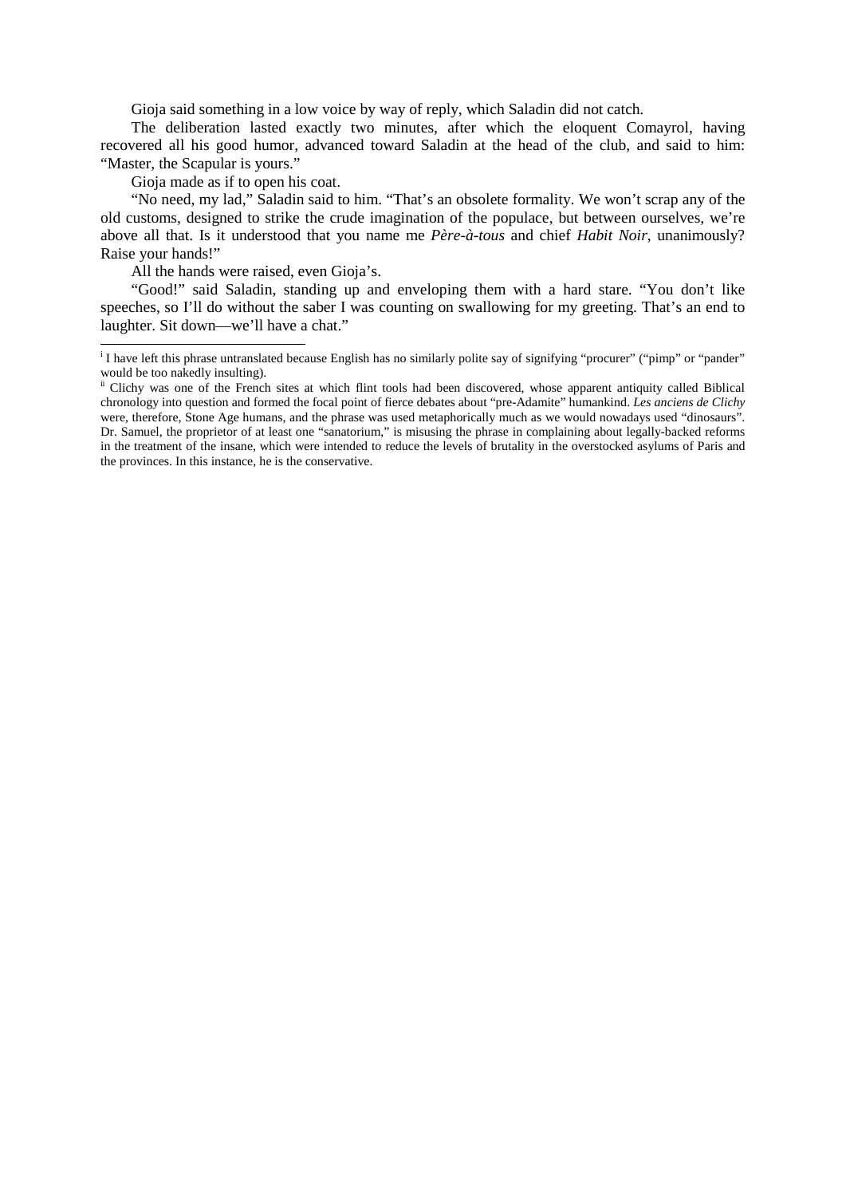Gioja said something in a low voice by way of reply, which Saladin did not catch.

The deliberation lasted exactly two minutes, after which the eloquent Comayrol, having recovered all his good humor, advanced toward Saladin at the head of the club, and said to him: "Master, the Scapular is yours."

Gioja made as if to open his coat.

"No need, my lad," Saladin said to him. "That's an obsolete formality. We won't scrap any of the old customs, designed to strike the crude imagination of the populace, but between ourselves, we're above all that. Is it understood that you name me *Père-à-tous* and chief *Habit Noir*, unanimously? Raise your hands!"

All the hands were raised, even Gioja's.

"Good!" said Saladin, standing up and enveloping them with a hard stare. "You don't like speeches, so I'll do without the saber I was counting on swallowing for my greeting. That's an end to laughter. Sit down—we'll have a chat."

---

[i] I have left this phrase untranslated because English has no similarly polite say of signifying "procurer" ("pimp" or "pander" would be too nakedly insulting).

[ii] Clichy was one of the French sites at which flint tools had been discovered, whose apparent antiquity called Biblical chronology into question and formed the focal point of fierce debates about "pre-Adamite" humankind. *Les anciens de Clichy* were, therefore, Stone Age humans, and the phrase was used metaphorically much as we would nowadays used "dinosaurs". Dr. Samuel, the proprietor of at least one "sanatorium," is misusing the phrase in complaining about legally-backed reforms in the treatment of the insane, which were intended to reduce the levels of brutality in the overstocked asylums of Paris and the provinces. In this instance, he is the conservative.